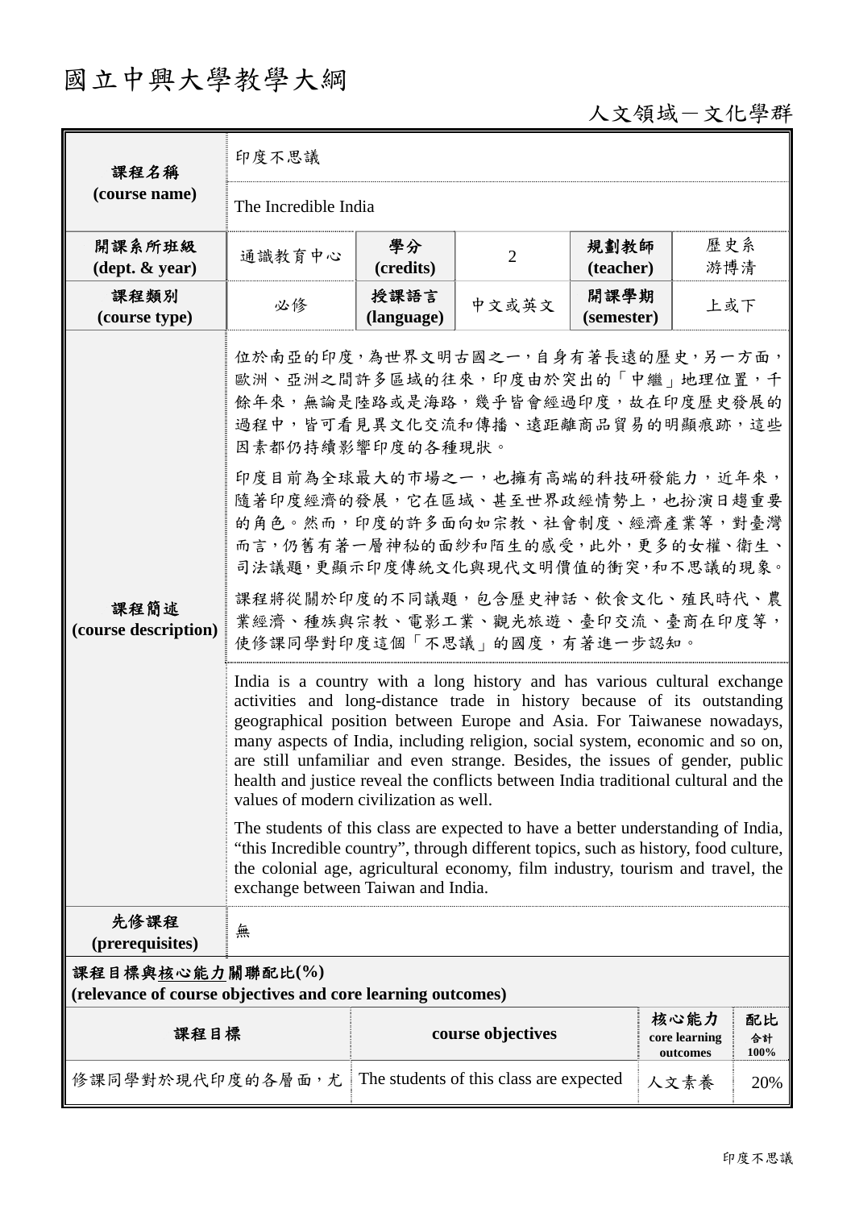# 國立中興大學教學大綱

人文領域－文化學群

| 課程名稱 (course name) | 印度不思議 | | | | |
|---|---|---|---|---|---|
| | The Incredible India | | | | |
| 開課系所班級 (dept. & year) | 通識教育中心 | 學分 (credits) | 2 | 規劃教師 (teacher) | 歷史系 游博清 |
| 課程類別 (course type) | 必修 | 授課語言 (language) | 中文或英文 | 開課學期 (semester) | 上或下 |
| 課程簡述 (course description) | 位於南亞的印度，為世界文明古國之一，自身有著長遠的歷史，另一方面，歐洲、亞洲之間許多區域的往來，印度由於突出的「中繼」地理位置，千餘年來，無論是陸路或是海路，幾乎皆會經過印度，故在印度歷史發展的過程中，皆可看見異文化交流和傳播、遠距離商品貿易的明顯痕跡，這些因素都仍持續影響印度的各種現狀。<br><br>印度目前為全球最大的市場之一，也擁有高端的科技研發能力，近年來，隨著印度經濟的發展，它在區域、甚至世界政經情勢上，也扮演日趨重要的角色。然而，印度的許多面向如宗教、社會制度、經濟產業等，對臺灣而言，仍舊有著一層神秘的面紗和陌生的感受，此外，更多的女權、衛生、司法議題，更顯示印度傳統文化與現代文明價值的衝突，和不思議的現象。<br><br>課程將從關於印度的不同議題，包含歷史神話、飲食文化、殖民時代、農業經濟、種族與宗教、電影工業、觀光旅遊、臺印交流、臺商在印度等，使修課同學對印度這個「不思議」的國度，有著進一步認知。 | | | | |
| | India is a country with a long history and has various cultural exchange activities and long-distance trade in history because of its outstanding geographical position between Europe and Asia. For Taiwanese nowadays, many aspects of India, including religion, social system, economic and so on, are still unfamiliar and even strange. Besides, the issues of gender, public health and justice reveal the conflicts between India traditional cultural and the values of modern civilization as well.<br><br>The students of this class are expected to have a better understanding of India, "this Incredible country", through different topics, such as history, food culture, the colonial age, agricultural economy, film industry, tourism and travel, the exchange between Taiwan and India. | | | | |
| 先修課程 (prerequisites) | 無 | | | | |

**課程目標與核心能力關聯配比(%)**
**(relevance of course objectives and core learning outcomes)**

| 課程目標 | course objectives | 核心能力 core learning outcomes | 配比 合計 100% |
|---|---|---|---|
| 修課同學對於現代印度的各層面，尤 | The students of this class are expected | 人文素養 | 20% |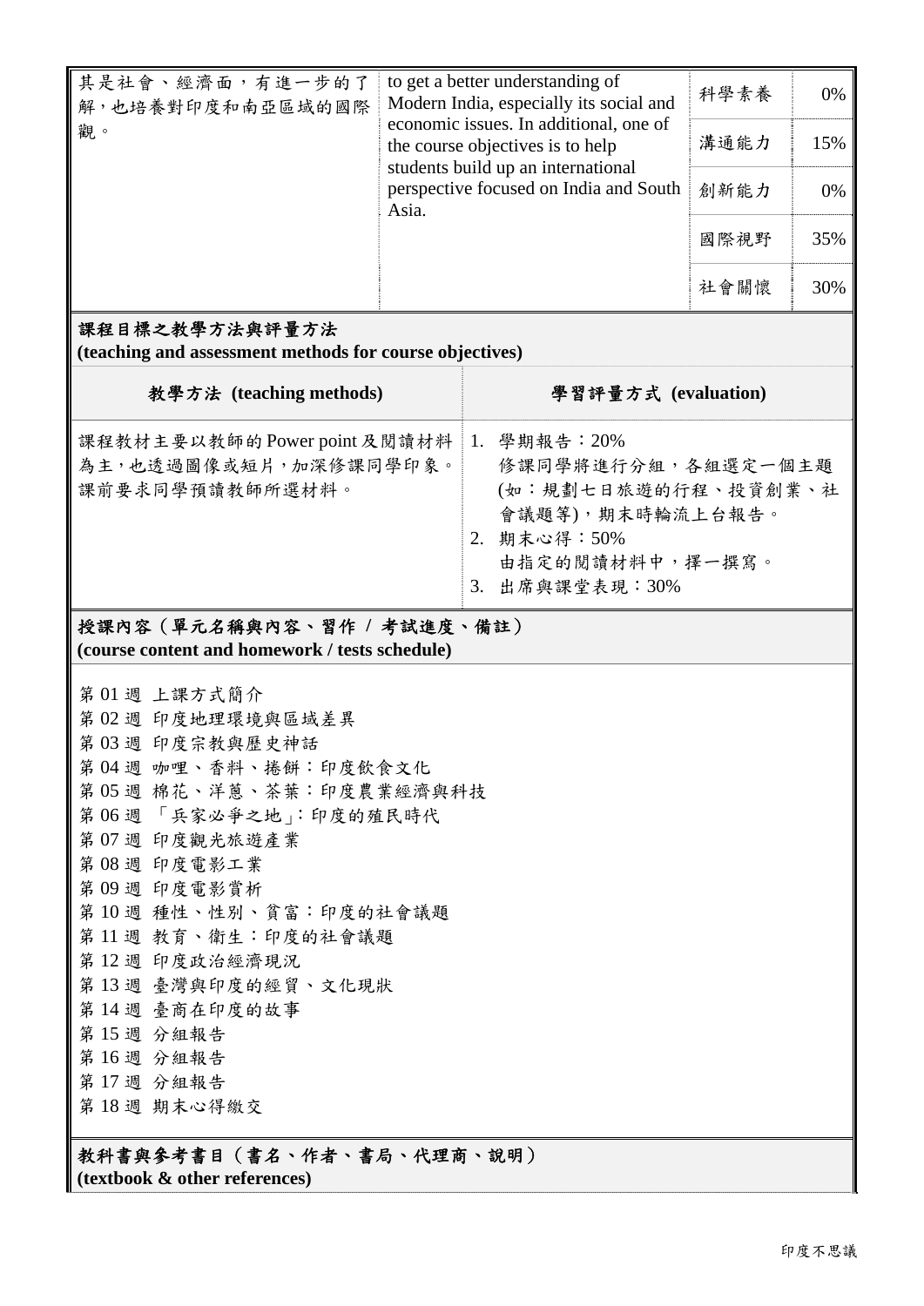| | | | |
|---|---|---|---|
| 其是社會、經濟面，有進一步的了解，也培養對印度和南亞區域的國際觀。 | to get a better understanding of Modern India, especially its social and economic issues. In additional, one of the course objectives is to help students build up an international perspective focused on India and South Asia. | 科學素養 | 0% |
| | | 溝通能力 | 15% |
| | | 創新能力 | 0% |
| | | 國際視野 | 35% |
| | | 社會關懷 | 30% |

**課程目標之教學方法與評量方法**
**(teaching and assessment methods for course objectives)**

| 教學方法 (teaching methods) | 學習評量方式 (evaluation) |
|---|---|
| 課程教材主要以教師的 Power point 及閱讀材料為主，也透過圖像或短片，加深修課同學印象。課前要求同學預讀教師所選材料。 | 1. 學期報告：20%<br>修課同學將進行分組，各組選定一個主題(如：規劃七日旅遊的行程、投資創業、社會議題等)，期末時輪流上台報告。<br>2. 期末心得：50%<br>由指定的閱讀材料中，擇一撰寫。<br>3. 出席與課堂表現：30% |

**授課內容（單元名稱與內容、習作 / 考試進度、備註）**
**(course content and homework / tests schedule)**

第 01 週 上課方式簡介
第 02 週 印度地理環境與區域差異
第 03 週 印度宗教與歷史神話
第 04 週 咖哩、香料、捲餅：印度飲食文化
第 05 週 棉花、洋蔥、茶葉：印度農業經濟與科技
第 06 週 「兵家必爭之地」：印度的殖民時代
第 07 週 印度觀光旅遊產業
第 08 週 印度電影工業
第 09 週 印度電影賞析
第 10 週 種性、性別、貧富：印度的社會議題
第 11 週 教育、衛生：印度的社會議題
第 12 週 印度政治經濟現況
第 13 週 臺灣與印度的經貿、文化現狀
第 14 週 臺商在印度的故事
第 15 週 分組報告
第 16 週 分組報告
第 17 週 分組報告
第 18 週 期末心得繳交

**教科書與參考書目（書名、作者、書局、代理商、說明）**
**(textbook & other references)**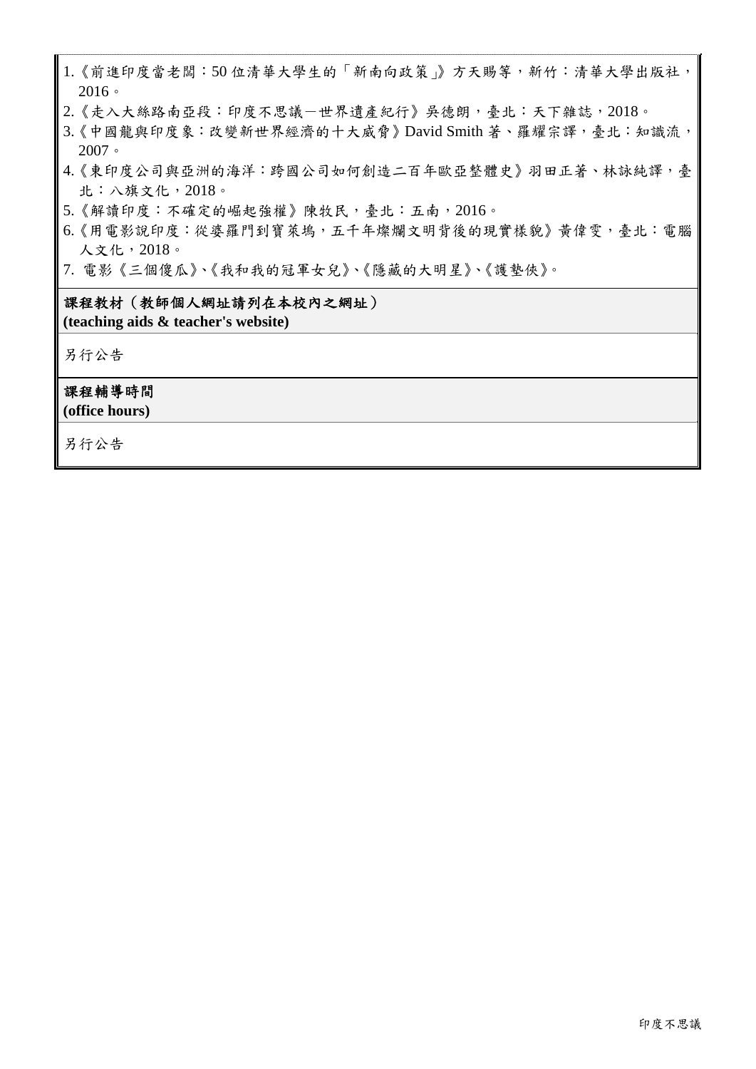1.《前進印度當老闆：50 位清華大學生的「新南向政策」》方天賜等，新竹：清華大學出版社，2016。
2.《走入大絲路南亞段：印度不思議－世界遺產紀行》吳德朗，臺北：天下雜誌，2018。
3.《中國龍與印度象：改變新世界經濟的十大威脅》David Smith 著、羅耀宗譯，臺北：知識流，2007。
4.《東印度公司與亞洲的海洋：跨國公司如何創造二百年歐亞整體史》羽田正著、林詠純譯，臺北：八旗文化，2018。
5.《解讀印度：不確定的崛起強權》陳牧民，臺北：五南，2016。
6.《用電影說印度：從婆羅門到寶萊塢，五千年燦爛文明背後的現實樣貌》黃偉雯，臺北：電腦人文化，2018。
7. 電影《三個傻瓜》、《我和我的冠軍女兒》、《隱藏的大明星》、《護墊俠》。

**課程教材（教師個人網址請列在本校內之網址）**
**(teaching aids & teacher's website)**

另行公告

**課程輔導時間**
**(office hours)**

另行公告